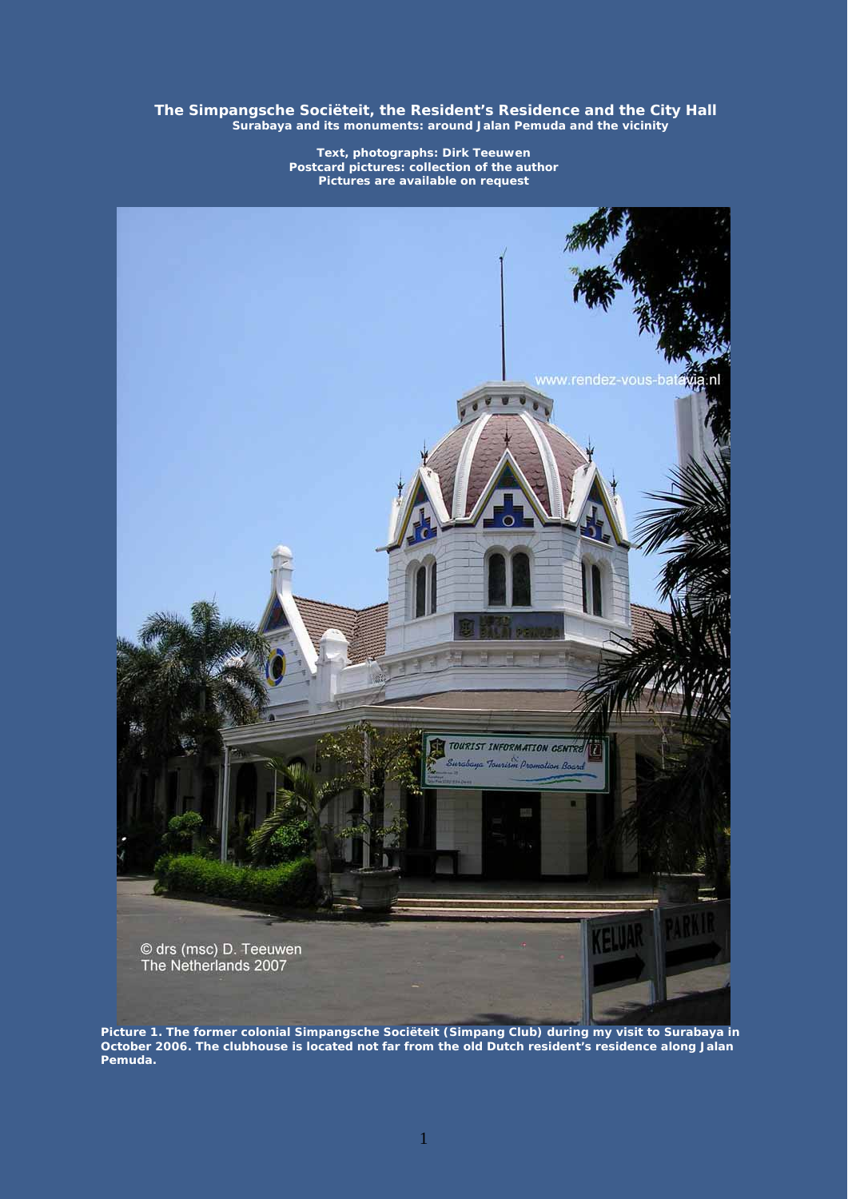# The Simpangsche Sociëteit, the Resident's Residence and the City Hall

**Surabaya and its monuments: around Jalan Pemuda and the vicinity**

**Text, photographs: Dirk Teeuwen**
**Postcard pictures: collection of the author**
**Pictures are available on request**

**Picture 1. The former colonial Simpangsche Sociëteit (Simpang Club) during my visit to Surabaya in October 2006. The clubhouse is located not far from the old Dutch resident's residence along Jalan Pemuda.**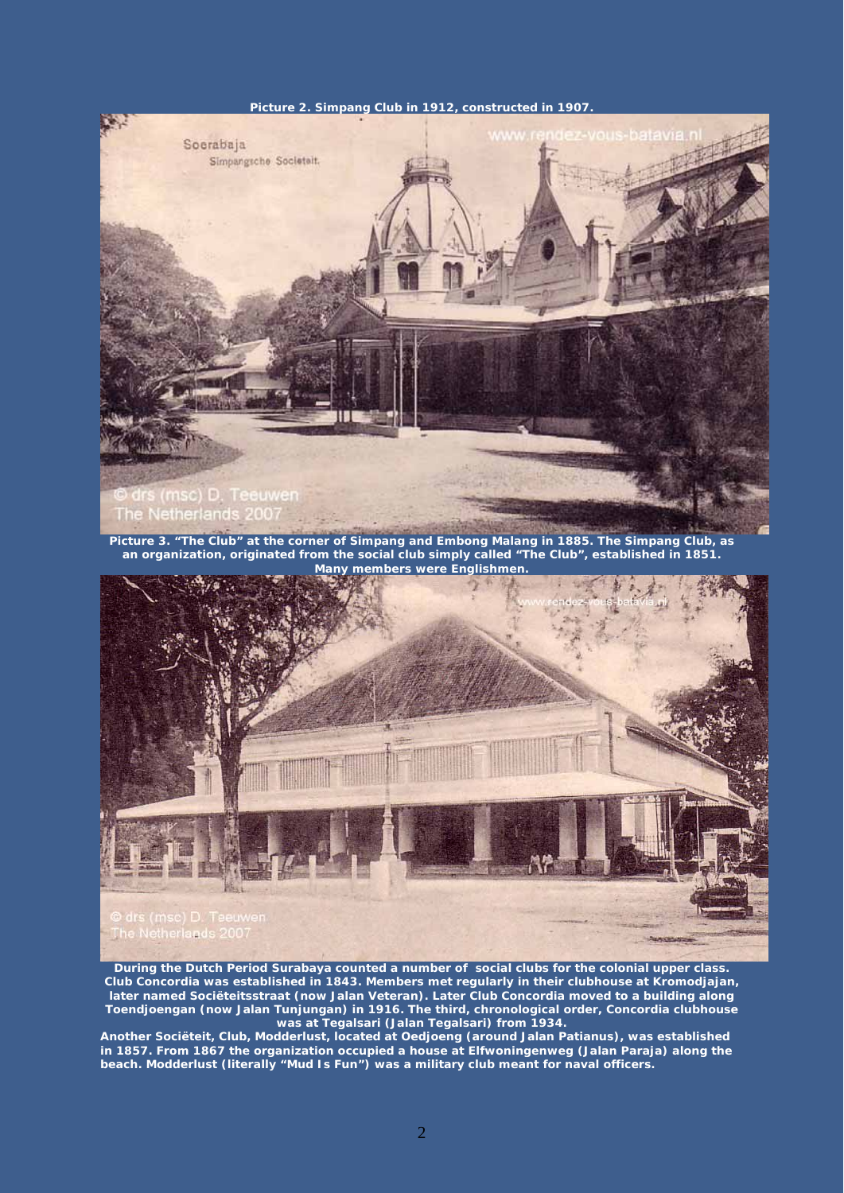**Picture 2. Simpang Club in 1912, constructed in 1907.**

**Picture 3. "The Club" at the corner of Simpang and Embong Malang in 1885. The Simpang Club, as an organization, originated from the social club simply called "The Club", established in 1851. Many members were Englishmen.**

**During the Dutch Period Surabaya counted a number of social clubs for the colonial upper class. Club Concordia was established in 1843. Members met regularly in their clubhouse at Kromodjajan, later named Sociëteitsstraat (now Jalan Veteran). Later Club Concordia moved to a building along Toendjoengan (now Jalan Tunjungan) in 1916. The third, chronological order, Concordia clubhouse was at Tegalsari (Jalan Tegalsari) from 1934.**

**Another Sociëteit, Club, Modderlust, located at Oedjoeng (around Jalan Patianus), was established in 1857. From 1867 the organization occupied a house at Elfwoningenweg (Jalan Paraja) along the beach. Modderlust (literally "Mud Is Fun") was a military club meant for naval officers.**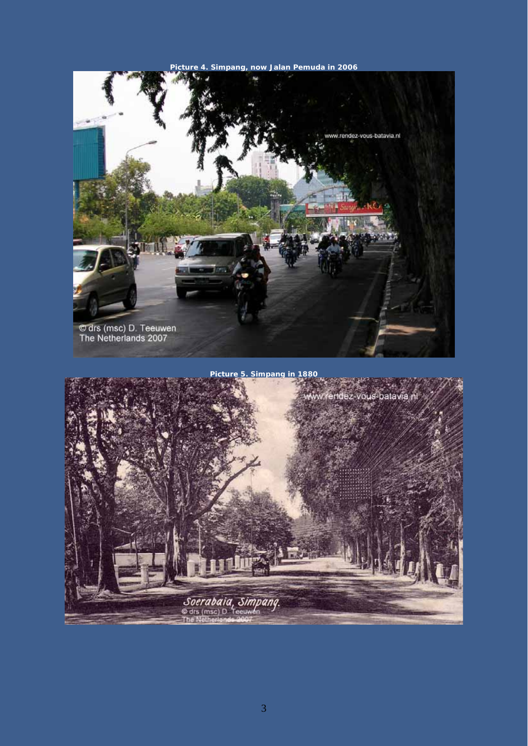**Picture 4. Simpang, now Jalan Pemuda in 2006**

**Picture 5. Simpang in 1880**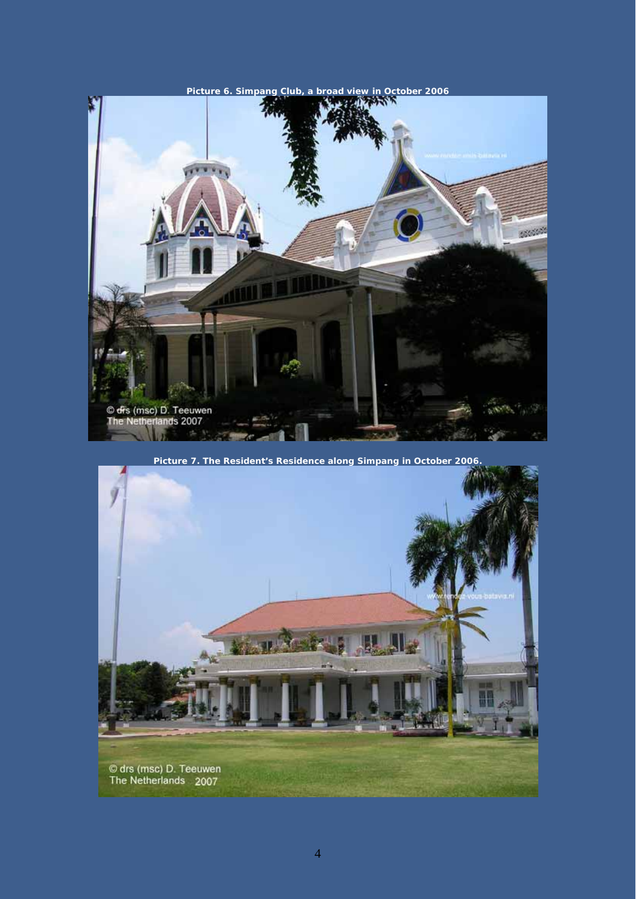**Picture 6. Simpang Club, a broad view in October 2006**

**Picture 7. The Resident's Residence along Simpang in October 2006.**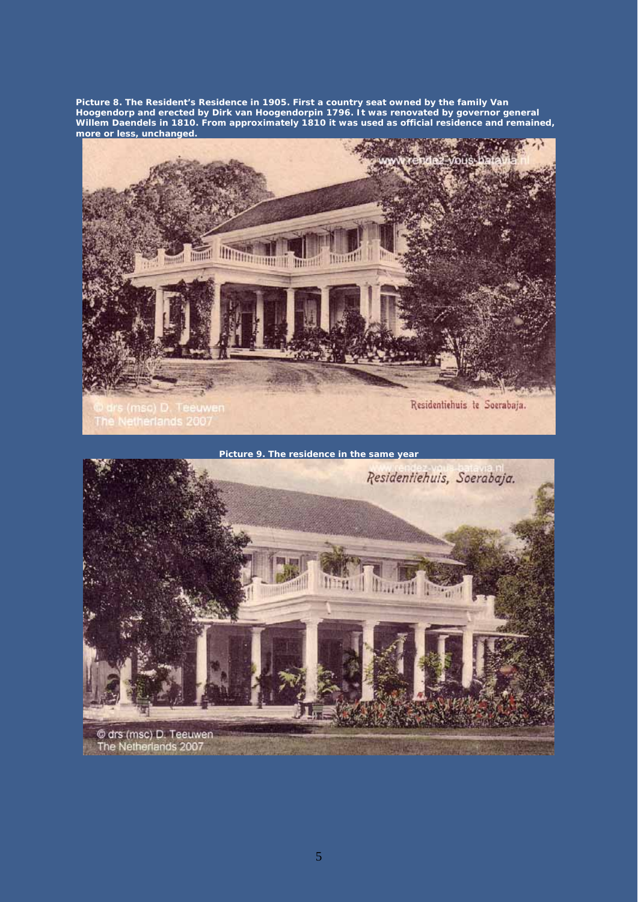**Picture 8. The Resident's Residence in 1905. First a country seat owned by the family Van Hoogendorp and erected by Dirk van Hoogendorpin 1796. It was renovated by governor general Willem Daendels in 1810. From approximately 1810 it was used as official residence and remained, more or less, unchanged.**

**Picture 9. The residence in the same year**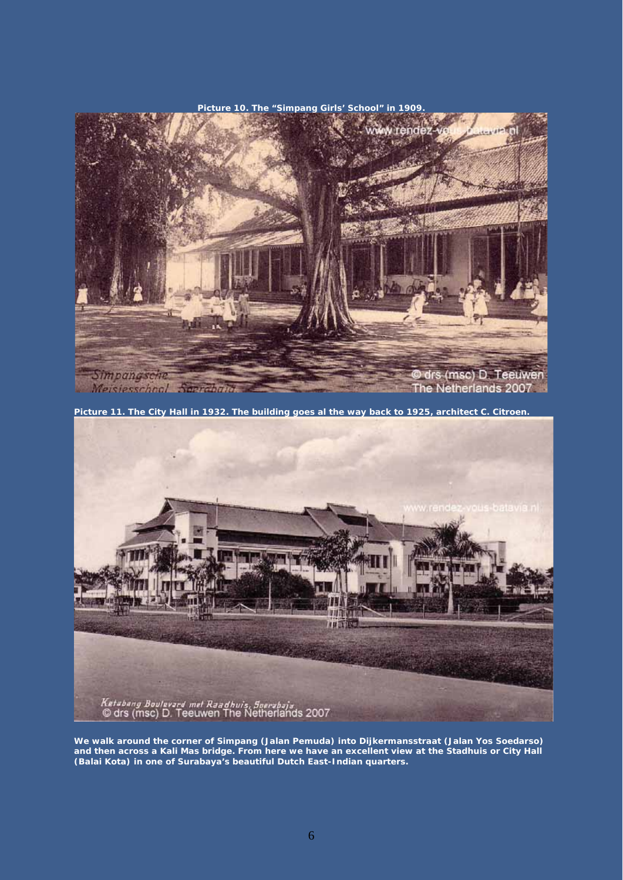**Picture 10. The “Simpang Girls’ School” in 1909.**

**Picture 11. The City Hall in 1932. The building goes al the way back to 1925, architect C. Citroen.**

**We walk around the corner of Simpang (Jalan Pemuda) into Dijkermansstraat (Jalan Yos Soedarso) and then across a Kali Mas bridge. From here we have an excellent view at the Stadhuis or City Hall (Balai Kota) in one of Surabaya’s beautiful Dutch East-Indian quarters.**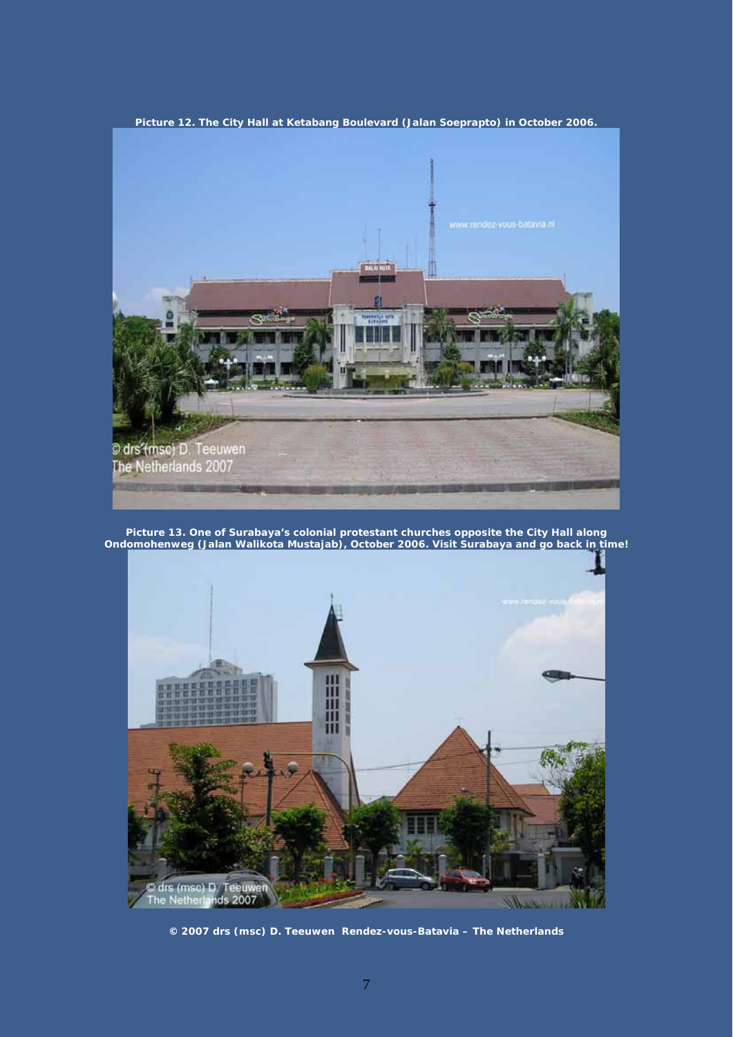**Picture 12. The City Hall at Ketabang Boulevard (Jalan Soeprapto) in October 2006.**

**Picture 13. One of Surabaya's colonial protestant churches opposite the City Hall along Ondomohenweg (Jalan Walikota Mustajab), October 2006. Visit Surabaya and go back in time!**

**© 2007 drs (msc) D. Teeuwen Rendez-vous-Batavia – The Netherlands**